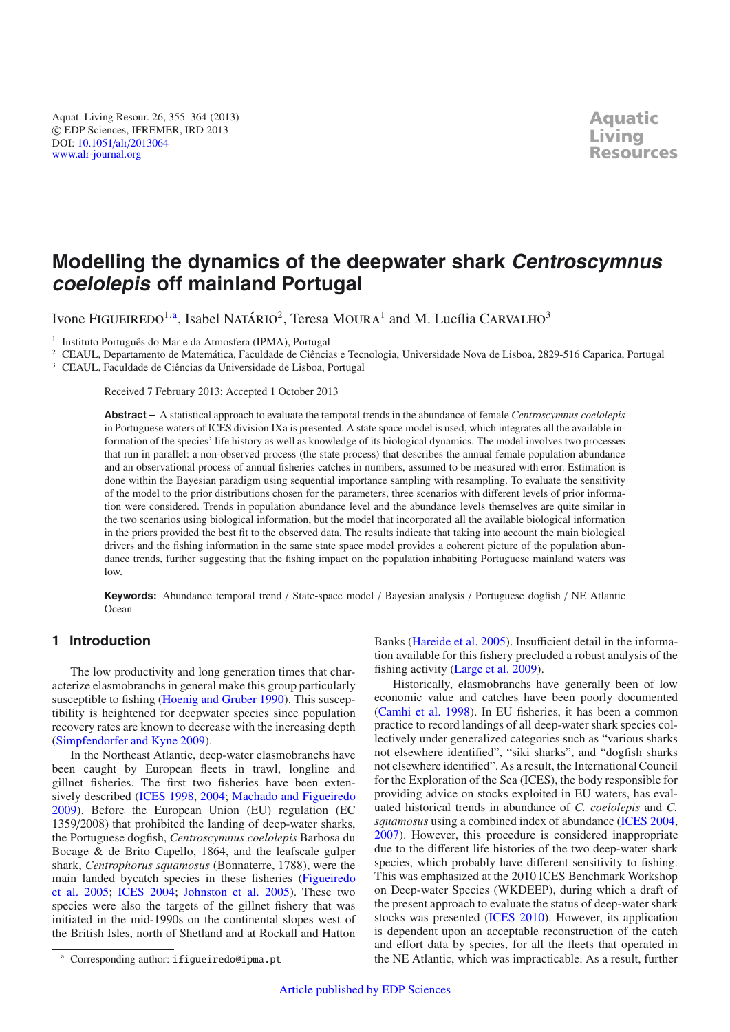# Modelling the dynamics of the deepwater shark *Centroscymnus coelolepis* off mainland Portugal

Ivone Figueiredo[1,a], Isabel Natário[2], Teresa Moura[1] and M. Lucília Carvalho[3]

[1] Instituto Português do Mar e da Atmosfera (IPMA), Portugal

[2] CEAUL, Departamento de Matemática, Faculdade de Ciências e Tecnologia, Universidade Nova de Lisboa, 2829-516 Caparica, Portugal

[3] CEAUL, Faculdade de Ciências da Universidade de Lisboa, Portugal

Received 7 February 2013; Accepted 1 October 2013

**Abstract –** A statistical approach to evaluate the temporal trends in the abundance of female *Centroscymnus coelolepis* in Portuguese waters of ICES division IXa is presented. A state space model is used, which integrates all the available information of the species' life history as well as knowledge of its biological dynamics. The model involves two processes that run in parallel: a non-observed process (the state process) that describes the annual female population abundance and an observational process of annual fisheries catches in numbers, assumed to be measured with error. Estimation is done within the Bayesian paradigm using sequential importance sampling with resampling. To evaluate the sensitivity of the model to the prior distributions chosen for the parameters, three scenarios with different levels of prior information were considered. Trends in population abundance level and the abundance levels themselves are quite similar in the two scenarios using biological information, but the model that incorporated all the available biological information in the priors provided the best fit to the observed data. The results indicate that taking into account the main biological drivers and the fishing information in the same state space model provides a coherent picture of the population abundance trends, further suggesting that the fishing impact on the population inhabiting Portuguese mainland waters was low.

**Keywords:** Abundance temporal trend / State-space model / Bayesian analysis / Portuguese dogfish / NE Atlantic Ocean

## 1 Introduction

The low productivity and long generation times that characterize elasmobranchs in general make this group particularly susceptible to fishing (Hoenig and Gruber 1990). This susceptibility is heightened for deepwater species since population recovery rates are known to decrease with the increasing depth (Simpfendorfer and Kyne 2009).

In the Northeast Atlantic, deep-water elasmobranchs have been caught by European fleets in trawl, longline and gillnet fisheries. The first two fisheries have been extensively described (ICES 1998, 2004; Machado and Figueiredo 2009). Before the European Union (EU) regulation (EC 1359/2008) that prohibited the landing of deep-water sharks, the Portuguese dogfish, *Centroscymnus coelolepis* Barbosa du Bocage & de Brito Capello, 1864, and the leafscale gulper shark, *Centrophorus squamosus* (Bonnaterre, 1788), were the main landed bycatch species in these fisheries (Figueiredo et al. 2005; ICES 2004; Johnston et al. 2005). These two species were also the targets of the gillnet fishery that was initiated in the mid-1990s on the continental slopes west of the British Isles, north of Shetland and at Rockall and Hatton Banks (Hareide et al. 2005). Insufficient detail in the information available for this fishery precluded a robust analysis of the fishing activity (Large et al. 2009).

Historically, elasmobranchs have generally been of low economic value and catches have been poorly documented (Camhi et al. 1998). In EU fisheries, it has been a common practice to record landings of all deep-water shark species collectively under generalized categories such as "various sharks not elsewhere identified", "siki sharks", and "dogfish sharks not elsewhere identified". As a result, the International Council for the Exploration of the Sea (ICES), the body responsible for providing advice on stocks exploited in EU waters, has evaluated historical trends in abundance of *C. coelolepis* and *C. squamosus* using a combined index of abundance (ICES 2004, 2007). However, this procedure is considered inappropriate due to the different life histories of the two deep-water shark species, which probably have different sensitivity to fishing. This was emphasized at the 2010 ICES Benchmark Workshop on Deep-water Species (WKDEEP), during which a draft of the present approach to evaluate the status of deep-water shark stocks was presented (ICES 2010). However, its application is dependent upon an acceptable reconstruction of the catch and effort data by species, for all the fleets that operated in the NE Atlantic, which was impracticable. As a result, further

[a] Corresponding author: ifigueiredo@ipma.pt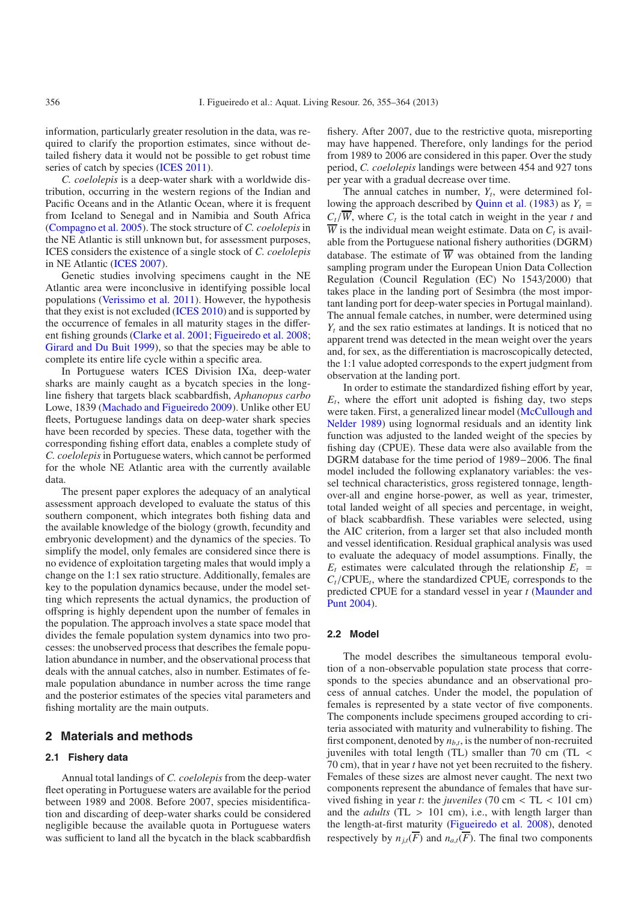information, particularly greater resolution in the data, was required to clarify the proportion estimates, since without detailed fishery data it would not be possible to get robust time series of catch by species (ICES 2011).

*C. coelolepis* is a deep-water shark with a worldwide distribution, occurring in the western regions of the Indian and Pacific Oceans and in the Atlantic Ocean, where it is frequent from Iceland to Senegal and in Namibia and South Africa (Compagno et al. 2005). The stock structure of *C. coelolepis* in the NE Atlantic is still unknown but, for assessment purposes, ICES considers the existence of a single stock of *C. coelolepis* in NE Atlantic (ICES 2007).

Genetic studies involving specimens caught in the NE Atlantic area were inconclusive in identifying possible local populations (Verissimo et al. 2011). However, the hypothesis that they exist is not excluded (ICES 2010) and is supported by the occurrence of females in all maturity stages in the different fishing grounds (Clarke et al. 2001; Figueiredo et al. 2008; Girard and Du Buit 1999), so that the species may be able to complete its entire life cycle within a specific area.

In Portuguese waters ICES Division IXa, deep-water sharks are mainly caught as a bycatch species in the longline fishery that targets black scabbardfish, *Aphanopus carbo* Lowe, 1839 (Machado and Figueiredo 2009). Unlike other EU fleets, Portuguese landings data on deep-water shark species have been recorded by species. These data, together with the corresponding fishing effort data, enables a complete study of *C. coelolepis* in Portuguese waters, which cannot be performed for the whole NE Atlantic area with the currently available data.

The present paper explores the adequacy of an analytical assessment approach developed to evaluate the status of this southern component, which integrates both fishing data and the available knowledge of the biology (growth, fecundity and embryonic development) and the dynamics of the species. To simplify the model, only females are considered since there is no evidence of exploitation targeting males that would imply a change on the 1:1 sex ratio structure. Additionally, females are key to the population dynamics because, under the model setting which represents the actual dynamics, the production of offspring is highly dependent upon the number of females in the population. The approach involves a state space model that divides the female population system dynamics into two processes: the unobserved process that describes the female population abundance in number, and the observational process that deals with the annual catches, also in number. Estimates of female population abundance in number across the time range and the posterior estimates of the species vital parameters and fishing mortality are the main outputs.

## 2 Materials and methods

### 2.1 Fishery data

Annual total landings of *C. coelolepis* from the deep-water fleet operating in Portuguese waters are available for the period between 1989 and 2008. Before 2007, species misidentification and discarding of deep-water sharks could be considered negligible because the available quota in Portuguese waters was sufficient to land all the bycatch in the black scabbardfish fishery. After 2007, due to the restrictive quota, misreporting may have happened. Therefore, only landings for the period from 1989 to 2006 are considered in this paper. Over the study period, *C. coelolepis* landings were between 454 and 927 tons per year with a gradual decrease over time.

The annual catches in number, $Y_t$, were determined following the approach described by Quinn et al. (1983) as $Y_t = C_t/\overline{W}$, where $C_t$ is the total catch in weight in the year $t$ and $\overline{W}$ is the individual mean weight estimate. Data on $C_t$ is available from the Portuguese national fishery authorities (DGRM) database. The estimate of $\overline{W}$ was obtained from the landing sampling program under the European Union Data Collection Regulation (Council Regulation (EC) No 1543/2000) that takes place in the landing port of Sesimbra (the most important landing port for deep-water species in Portugal mainland). The annual female catches, in number, were determined using $Y_t$ and the sex ratio estimates at landings. It is noticed that no apparent trend was detected in the mean weight over the years and, for sex, as the differentiation is macroscopically detected, the 1:1 value adopted corresponds to the expert judgment from observation at the landing port.

In order to estimate the standardized fishing effort by year, $E_t$, where the effort unit adopted is fishing day, two steps were taken. First, a generalized linear model (McCullough and Nelder 1989) using lognormal residuals and an identity link function was adjusted to the landed weight of the species by fishing day (CPUE). These data were also available from the DGRM database for the time period of 1989−2006. The final model included the following explanatory variables: the vessel technical characteristics, gross registered tonnage, length-over-all and engine horse-power, as well as year, trimester, total landed weight of all species and percentage, in weight, of black scabbardfish. These variables were selected, using the AIC criterion, from a larger set that also included month and vessel identification. Residual graphical analysis was used to evaluate the adequacy of model assumptions. Finally, the $E_t$ estimates were calculated through the relationship $E_t = C_t/\text{CPUE}_t$, where the standardized $\text{CPUE}_t$ corresponds to the predicted CPUE for a standard vessel in year $t$ (Maunder and Punt 2004).

### 2.2 Model

The model describes the simultaneous temporal evolution of a non-observable population state process that corresponds to the species abundance and an observational process of annual catches. Under the model, the population of females is represented by a state vector of five components. The components include specimens grouped according to criteria associated with maturity and vulnerability to fishing. The first component, denoted by $n_{b,t}$, is the number of non-recruited juveniles with total length (TL) smaller than 70 cm (TL < 70 cm), that in year $t$ have not yet been recruited to the fishery. Females of these sizes are almost never caught. The next two components represent the abundance of females that have survived fishing in year $t$: the *juveniles* (70 cm < TL < 101 cm) and the *adults* (TL > 101 cm), i.e., with length larger than the length-at-first maturity (Figueiredo et al. 2008), denoted respectively by $n_{j,t}(\overline{F})$ and $n_{a,t}(\overline{F})$. The final two components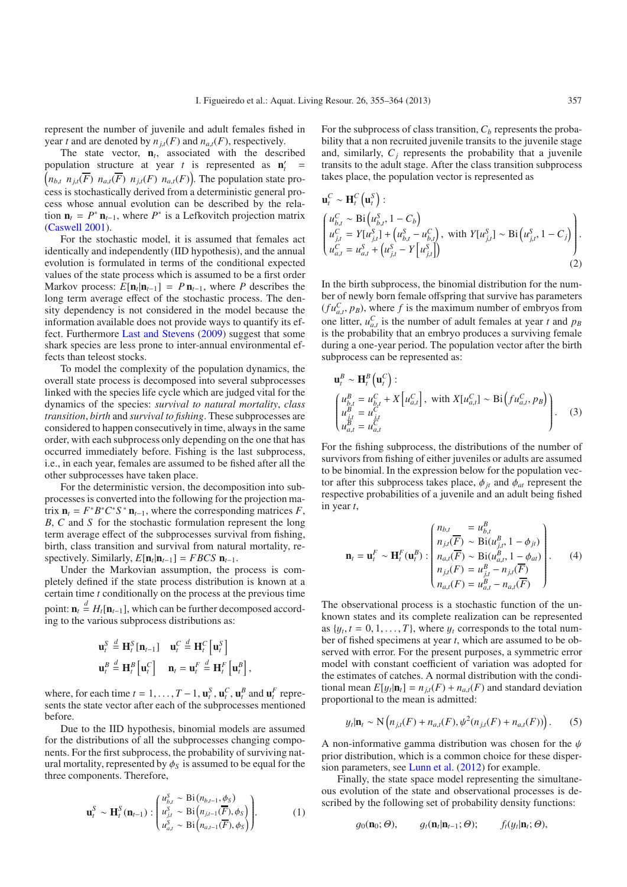represent the number of juvenile and adult females fished in year $t$ and are denoted by $n_{j,t}(F)$ and $n_{a,t}(F)$, respectively.

The state vector, $\mathbf{n}_t$, associated with the described population structure at year $t$ is represented as $\mathbf{n}_t' = \left(n_{b,t}\ n_{j,t}(\overline{F})\ n_{a,t}(\overline{F})\ n_{j,t}(F)\ n_{a,t}(F)\right)$. The population state process is stochastically derived from a deterministic general process whose annual evolution can be described by the relation $\mathbf{n}_t = P^*\mathbf{n}_{t-1}$, where $P^*$ is a Lefkovitch projection matrix (Caswell 2001).

For the stochastic model, it is assumed that females act identically and independently (IID hypothesis), and the annual evolution is formulated in terms of the conditional expected values of the state process which is assumed to be a first order Markov process: $E[\mathbf{n}_t|\mathbf{n}_{t-1}] = P\mathbf{n}_{t-1}$, where $P$ describes the long term average effect of the stochastic process. The density dependency is not considered in the model because the information available does not provide ways to quantify its effect. Furthermore Last and Stevens (2009) suggest that some shark species are less prone to inter-annual environmental effects than teleost stocks.

To model the complexity of the population dynamics, the overall state process is decomposed into several subprocesses linked with the species life cycle which are judged vital for the dynamics of the species: *survival to natural mortality*, *class transition*, *birth* and *survival to fishing*. These subprocesses are considered to happen consecutively in time, always in the same order, with each subprocess only depending on the one that has occurred immediately before. Fishing is the last subprocess, i.e., in each year, females are assumed to be fished after all the other subprocesses have taken place.

For the deterministic version, the decomposition into subprocesses is converted into the following for the projection matrix $\mathbf{n}_t = F^*B^*C^*S^*\mathbf{n}_{t-1}$, where the corresponding matrices $F$, $B$, $C$ and $S$ for the stochastic formulation represent the long term average effect of the subprocesses survival from fishing, birth, class transition and survival from natural mortality, respectively. Similarly, $E[\mathbf{n}_t|\mathbf{n}_{t-1}] = FBCS\,\mathbf{n}_{t-1}$.

Under the Markovian assumption, the process is completely defined if the state process distribution is known at a certain time $t$ conditionally on the process at the previous time point: $\mathbf{n}_t \overset{d}{=} H_t[\mathbf{n}_{t-1}]$, which can be further decomposed according to the various subprocess distributions as:

$$\mathbf{u}_t^S \overset{d}{=} \mathbf{H}_t^S[\mathbf{n}_{t-1}] \quad \mathbf{u}_t^C \overset{d}{=} \mathbf{H}_t^C\left[\mathbf{u}_t^S\right]$$
$$\mathbf{u}_t^B \overset{d}{=} \mathbf{H}_t^B\left[\mathbf{u}_t^C\right] \quad \mathbf{n}_t = \mathbf{u}_t^F \overset{d}{=} \mathbf{H}_t^F\left[\mathbf{u}_t^B\right],$$

where, for each time $t = 1,\ldots,T-1$, $\mathbf{u}_t^S$, $\mathbf{u}_t^C$, $\mathbf{u}_t^B$ and $\mathbf{u}_t^F$ represents the state vector after each of the subprocesses mentioned before.

Due to the IID hypothesis, binomial models are assumed for the distributions of all the subprocesses changing components. For the first subprocess, the probability of surviving natural mortality, represented by $\phi_S$ is assumed to be equal for the three components. Therefore,

$$\mathbf{u}_t^S \sim \mathbf{H}_t^S(\mathbf{n}_{t-1}) : \begin{pmatrix} u_{b,t}^S \sim \mathrm{Bi}\left(n_{b,t-1}, \phi_S\right) \\ u_{j,t}^S \sim \mathrm{Bi}\left(n_{j,t-1}(\overline{F}), \phi_S\right) \\ u_{a,t}^S \sim \mathrm{Bi}\left(n_{a,t-1}(\overline{F}), \phi_S\right) \end{pmatrix}. \tag{1}$$

For the subprocess of class transition, $C_b$ represents the probability that a non recruited juvenile transits to the juvenile stage and, similarly, $C_j$ represents the probability that a juvenile transits to the adult stage. After the class transition subprocess takes place, the population vector is represented as

$$\mathbf{u}_t^C \sim \mathbf{H}_t^C\left(\mathbf{u}_t^S\right) : \begin{pmatrix} u_{b,t}^C \sim \mathrm{Bi}\left(u_{b,t}^S, 1-C_b\right) \\ u_{j,t}^C = Y[u_{j,t}^S] + \left(u_{b,t}^S - u_{b,t}^C\right), \text{ with } Y[u_{j,t}^S] \sim \mathrm{Bi}\left(u_{j,t}^S, 1-C_j\right) \\ u_{a,t}^C = u_{a,t}^S + \left(u_{j,t}^S - Y\left[u_{j,t}^S\right]\right) \end{pmatrix}. \tag{2}$$

In the birth subprocess, the binomial distribution for the number of newly born female offspring that survive has parameters $(fu_{a,t}^C, p_B)$, where $f$ is the maximum number of embryos from one litter, $u_{a,t}^C$ is the number of adult females at year $t$ and $p_B$ is the probability that an embryo produces a surviving female during a one-year period. The population vector after the birth subprocess can be represented as:

$$\mathbf{u}_t^B \sim \mathbf{H}_t^B\left(\mathbf{u}_t^C\right) : \begin{pmatrix} u_{b,t}^B = u_{b,t}^C + X\left[u_{a,t}^C\right], \text{ with } X[u_{a,t}^C] \sim \mathrm{Bi}\left(fu_{a,t}^C, p_B\right) \\ u_{j,t}^B = u_{j,t}^C \\ u_{a,t}^B = u_{a,t}^C \end{pmatrix}. \tag{3}$$

For the fishing subprocess, the distributions of the number of survivors from fishing of either juveniles or adults are assumed to be binomial. In the expression below for the population vector after this subprocess takes place, $\phi_{jt}$ and $\phi_{at}$ represent the respective probabilities of a juvenile and an adult being fished in year $t$,

$$\mathbf{n}_t = \mathbf{u}_t^F \sim \mathbf{H}_t^F(\mathbf{u}_t^B) : \begin{pmatrix} n_{b,t} = u_{b,t}^B \\ n_{j,t}(\overline{F}) \sim \mathrm{Bi}(u_{j,t}^B, 1-\phi_{jt}) \\ n_{a,t}(\overline{F}) \sim \mathrm{Bi}(u_{a,t}^B, 1-\phi_{at}) \\ n_{j,t}(F) = u_{j,t}^B - n_{j,t}(\overline{F}) \\ n_{a,t}(F) = u_{a,t}^B - n_{a,t}(\overline{F}) \end{pmatrix}. \tag{4}$$

The observational process is a stochastic function of the unknown states and its complete realization can be represented as $\{y_t, t = 0, 1, \ldots, T\}$, where $y_t$ corresponds to the total number of fished specimens at year $t$, which are assumed to be observed with error. For the present purposes, a symmetric error model with constant coefficient of variation was adopted for the estimates of catches. A normal distribution with the conditional mean $E[y_t|\mathbf{n}_t] = n_{j,t}(F) + n_{a,t}(F)$ and standard deviation proportional to the mean is admitted:

$$y_t|\mathbf{n}_t \sim \mathrm{N}\left(n_{j,t}(F) + n_{a,t}(F), \psi^2(n_{j,t}(F) + n_{a,t}(F))\right). \tag{5}$$

A non-informative gamma distribution was chosen for the $\psi$ prior distribution, which is a common choice for these dispersion parameters, see Lunn et al. (2012) for example.

Finally, the state space model representing the simultaneous evolution of the state and observational processes is described by the following set of probability density functions:

$$g_0(\mathbf{n}_0; \Theta), \qquad g_t(\mathbf{n}_t|\mathbf{n}_{t-1}; \Theta); \qquad f_t(y_t|\mathbf{n}_t; \Theta),$$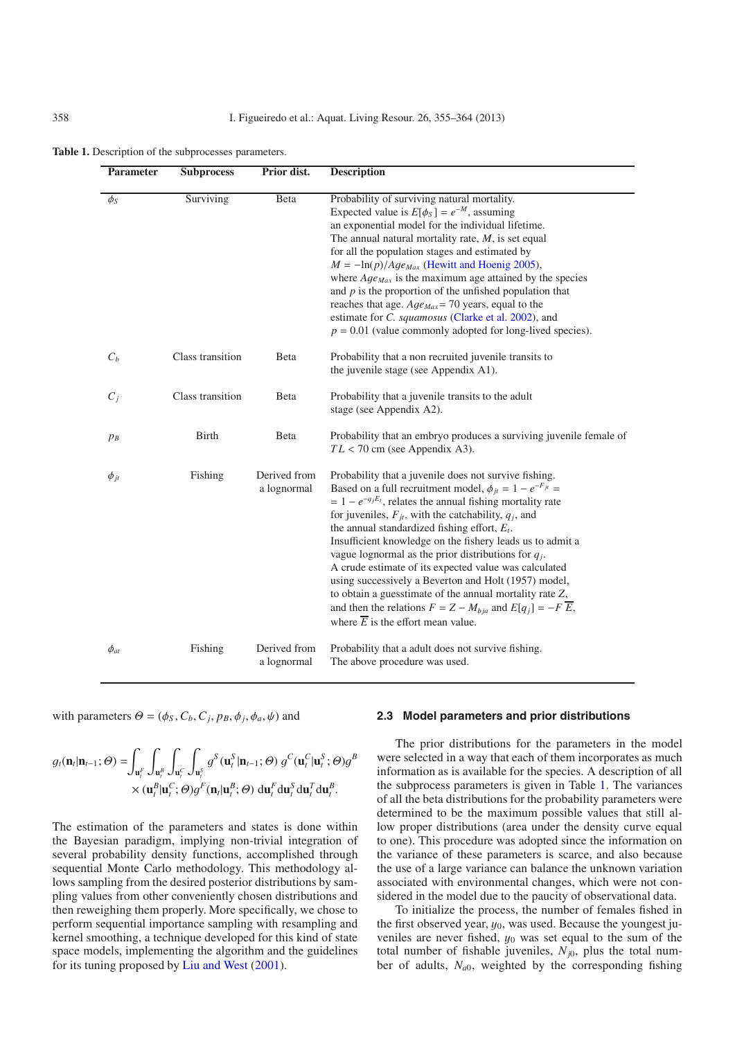**Table 1.** Description of the subprocesses parameters.

| Parameter | Subprocess | Prior dist. | Description |
|---|---|---|---|
| $\phi_S$ | Surviving | Beta | Probability of surviving natural mortality. Expected value is $E[\phi_S] = e^{-M}$, assuming an exponential model for the individual lifetime. The annual natural mortality rate, $M$, is set equal for all the population stages and estimated by $M = -\ln(p)/Age_{Max}$ (Hewitt and Hoenig 2005), where $Age_{Max}$ is the maximum age attained by the species and $p$ is the proportion of the unfished population that reaches that age. $Age_{Max}$= 70 years, equal to the estimate for *C. squamosus* (Clarke et al. 2002), and $p = 0.01$ (value commonly adopted for long-lived species). |
| $C_b$ | Class transition | Beta | Probability that a non recruited juvenile transits to the juvenile stage (see Appendix A1). |
| $C_j$ | Class transition | Beta | Probability that a juvenile transits to the adult stage (see Appendix A2). |
| $p_B$ | Birth | Beta | Probability that an embryo produces a surviving juvenile female of $TL < 70$ cm (see Appendix A3). |
| $\phi_{jt}$ | Fishing | Derived from a lognormal | Probability that a juvenile does not survive fishing. Based on a full recruitment model, $\phi_{jt} = 1 - e^{-F_{jt}} = 1 - e^{-q_j E_t}$, relates the annual fishing mortality rate for juveniles, $F_{jt}$, with the catchability, $q_j$, and the annual standardized fishing effort, $E_t$. Insufficient knowledge on the fishery leads us to admit a vague lognormal as the prior distributions for $q_j$. A crude estimate of its expected value was calculated using successively a Beverton and Holt (1957) model, to obtain a guesstimate of the annual mortality rate $Z$, and then the relations $F = Z - M_{bja}$ and $E[q_j] = -F\,\overline{E}$, where $\overline{E}$ is the effort mean value. |
| $\phi_{at}$ | Fishing | Derived from a lognormal | Probability that a adult does not survive fishing. The above procedure was used. |

with parameters $\Theta = (\phi_S, C_b, C_j, p_B, \phi_j, \phi_a, \psi)$ and

$$g_t(\mathbf{n}_t|\mathbf{n}_{t-1};\Theta) = \int_{\mathbf{u}_t^F}\int_{\mathbf{u}_t^B}\int_{\mathbf{u}_t^C}\int_{\mathbf{u}_t^S} g^S(\mathbf{u}_t^S|\mathbf{n}_{t-1};\Theta)\, g^C(\mathbf{u}_t^C|\mathbf{u}_t^S;\Theta) g^B \times (\mathbf{u}_t^B|\mathbf{u}_t^C;\Theta) g^F(\mathbf{n}_t|\mathbf{u}_t^B;\Theta)\, \mathrm{d}\mathbf{u}_t^F\, \mathrm{d}\mathbf{u}_t^S\, \mathrm{d}\mathbf{u}_t^T\, \mathrm{d}\mathbf{u}_t^B.$$

The estimation of the parameters and states is done within the Bayesian paradigm, implying non-trivial integration of several probability density functions, accomplished through sequential Monte Carlo methodology. This methodology allows sampling from the desired posterior distributions by sampling values from other conveniently chosen distributions and then reweighing them properly. More specifically, we chose to perform sequential importance sampling with resampling and kernel smoothing, a technique developed for this kind of state space models, implementing the algorithm and the guidelines for its tuning proposed by Liu and West (2001).

### 2.3 Model parameters and prior distributions

The prior distributions for the parameters in the model were selected in a way that each of them incorporates as much information as is available for the species. A description of all the subprocess parameters is given in Table 1. The variances of all the beta distributions for the probability parameters were determined to be the maximum possible values that still allow proper distributions (area under the density curve equal to one). This procedure was adopted since the information on the variance of these parameters is scarce, and also because the use of a large variance can balance the unknown variation associated with environmental changes, which were not considered in the model due to the paucity of observational data.

To initialize the process, the number of females fished in the first observed year, $y_0$, was used. Because the youngest juveniles are never fished, $y_0$ was set equal to the sum of the total number of fishable juveniles, $N_{j0}$, plus the total number of adults, $N_{a0}$, weighted by the corresponding fishing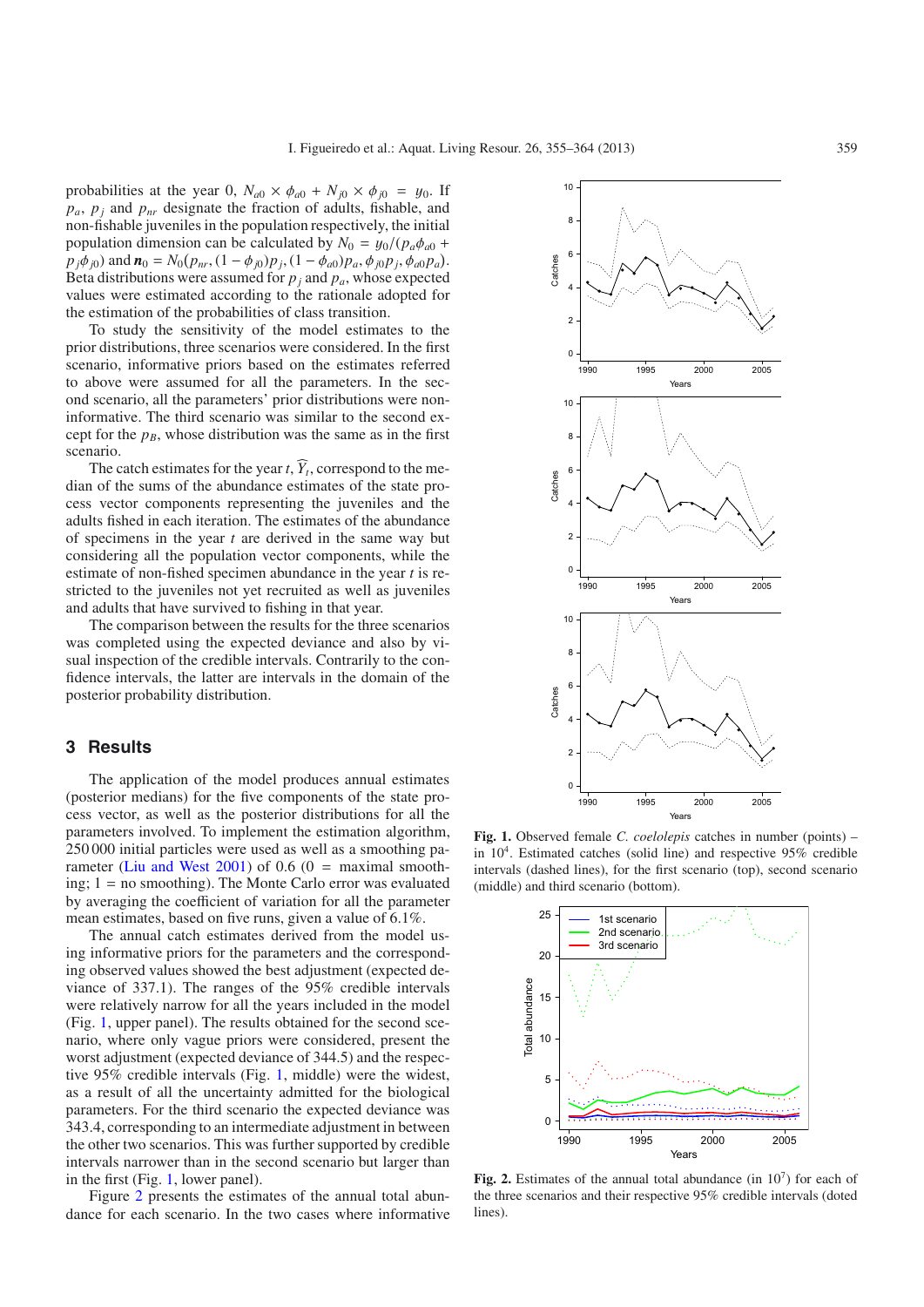probabilities at the year 0, $N_{a0} \times \phi_{a0} + N_{j0} \times \phi_{j0} = y_0$. If $p_a$, $p_j$ and $p_{nr}$ designate the fraction of adults, fishable, and non-fishable juveniles in the population respectively, the initial population dimension can be calculated by $N_0 = y_0/(p_a\phi_{a0} + p_j\phi_{j0})$ and $\boldsymbol{n}_0 = N_0(p_{nr}, (1-\phi_{j0})p_j, (1-\phi_{a0})p_a, \phi_{j0}p_j, \phi_{a0}p_a)$. Beta distributions were assumed for $p_j$ and $p_a$, whose expected values were estimated according to the rationale adopted for the estimation of the probabilities of class transition.

To study the sensitivity of the model estimates to the prior distributions, three scenarios were considered. In the first scenario, informative priors based on the estimates referred to above were assumed for all the parameters. In the second scenario, all the parameters' prior distributions were non-informative. The third scenario was similar to the second except for the $p_B$, whose distribution was the same as in the first scenario.

The catch estimates for the year $t$, $\widehat{Y}_t$, correspond to the median of the sums of the abundance estimates of the state process vector components representing the juveniles and the adults fished in each iteration. The estimates of the abundance of specimens in the year $t$ are derived in the same way but considering all the population vector components, while the estimate of non-fished specimen abundance in the year $t$ is restricted to the juveniles not yet recruited as well as juveniles and adults that have survived to fishing in that year.

The comparison between the results for the three scenarios was completed using the expected deviance and also by visual inspection of the credible intervals. Contrarily to the confidence intervals, the latter are intervals in the domain of the posterior probability distribution.

## 3 Results

The application of the model produces annual estimates (posterior medians) for the five components of the state process vector, as well as the posterior distributions for all the parameters involved. To implement the estimation algorithm, 250 000 initial particles were used as well as a smoothing parameter (Liu and West 2001) of 0.6 (0 = maximal smoothing; 1 = no smoothing). The Monte Carlo error was evaluated by averaging the coefficient of variation for all the parameter mean estimates, based on five runs, given a value of 6.1%.

The annual catch estimates derived from the model using informative priors for the parameters and the corresponding observed values showed the best adjustment (expected deviance of 337.1). The ranges of the 95% credible intervals were relatively narrow for all the years included in the model (Fig. 1, upper panel). The results obtained for the second scenario, where only vague priors were considered, present the worst adjustment (expected deviance of 344.5) and the respective 95% credible intervals (Fig. 1, middle) were the widest, as a result of all the uncertainty admitted for the biological parameters. For the third scenario the expected deviance was 343.4, corresponding to an intermediate adjustment in between the other two scenarios. This was further supported by credible intervals narrower than in the second scenario but larger than in the first (Fig. 1, lower panel).

Figure 2 presents the estimates of the annual total abundance for each scenario. In the two cases where informative

**Fig. 1.** Observed female *C. coelolepis* catches in number (points) – in $10^4$. Estimated catches (solid line) and respective 95% credible intervals (dashed lines), for the first scenario (top), second scenario (middle) and third scenario (bottom).

**Fig. 2.** Estimates of the annual total abundance (in $10^7$) for each of the three scenarios and their respective 95% credible intervals (doted lines).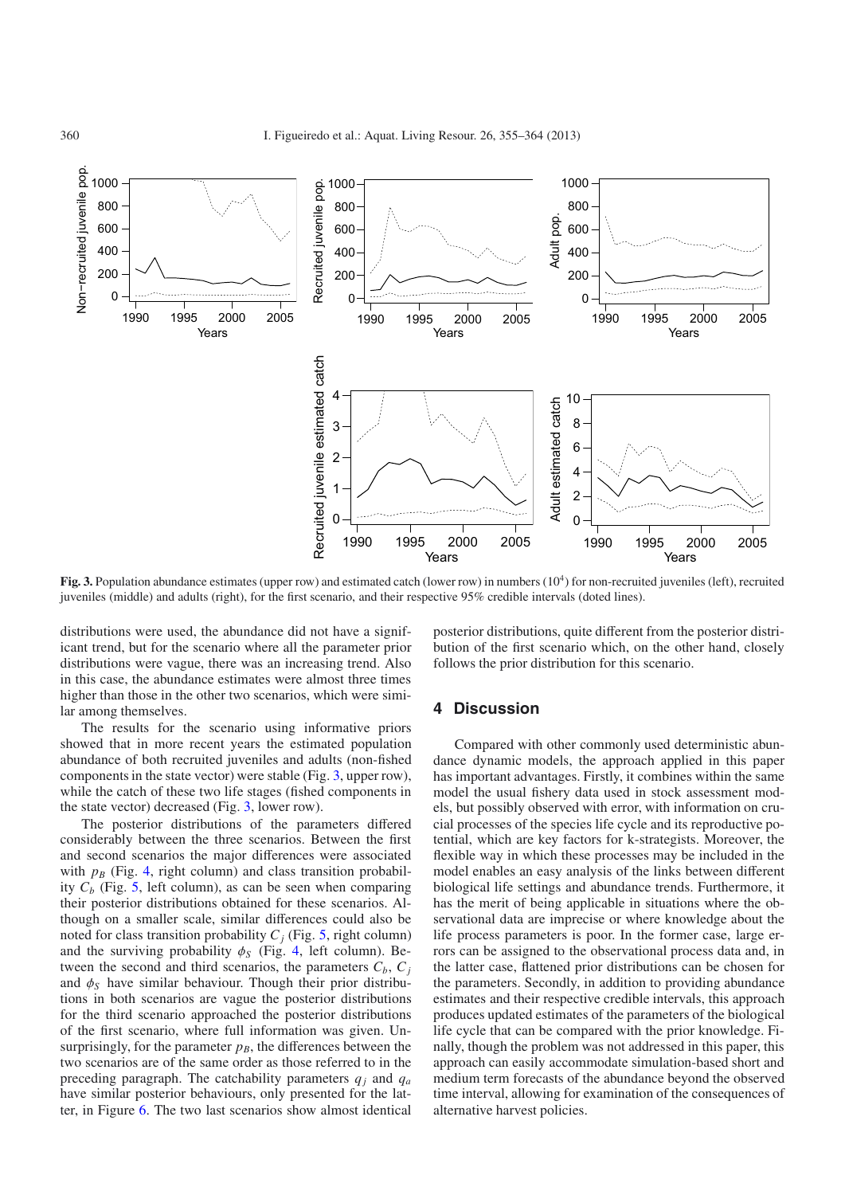**Fig. 3.** Population abundance estimates (upper row) and estimated catch (lower row) in numbers ($10^4$) for non-recruited juveniles (left), recruited juveniles (middle) and adults (right), for the first scenario, and their respective 95% credible intervals (doted lines).

distributions were used, the abundance did not have a significant trend, but for the scenario where all the parameter prior distributions were vague, there was an increasing trend. Also in this case, the abundance estimates were almost three times higher than those in the other two scenarios, which were similar among themselves.

The results for the scenario using informative priors showed that in more recent years the estimated population abundance of both recruited juveniles and adults (non-fished components in the state vector) were stable (Fig. 3, upper row), while the catch of these two life stages (fished components in the state vector) decreased (Fig. 3, lower row).

The posterior distributions of the parameters differed considerably between the three scenarios. Between the first and second scenarios the major differences were associated with $p_B$ (Fig. 4, right column) and class transition probability $C_b$ (Fig. 5, left column), as can be seen when comparing their posterior distributions obtained for these scenarios. Although on a smaller scale, similar differences could also be noted for class transition probability $C_j$ (Fig. 5, right column) and the surviving probability $\phi_S$ (Fig. 4, left column). Between the second and third scenarios, the parameters $C_b$, $C_j$ and $\phi_S$ have similar behaviour. Though their prior distributions in both scenarios are vague the posterior distributions for the third scenario approached the posterior distributions of the first scenario, where full information was given. Unsurprisingly, for the parameter $p_B$, the differences between the two scenarios are of the same order as those referred to in the preceding paragraph. The catchability parameters $q_j$ and $q_a$ have similar posterior behaviours, only presented for the latter, in Figure 6. The two last scenarios show almost identical posterior distributions, quite different from the posterior distribution of the first scenario which, on the other hand, closely follows the prior distribution for this scenario.

## 4 Discussion

Compared with other commonly used deterministic abundance dynamic models, the approach applied in this paper has important advantages. Firstly, it combines within the same model the usual fishery data used in stock assessment models, but possibly observed with error, with information on crucial processes of the species life cycle and its reproductive potential, which are key factors for k-strategists. Moreover, the flexible way in which these processes may be included in the model enables an easy analysis of the links between different biological life settings and abundance trends. Furthermore, it has the merit of being applicable in situations where the observational data are imprecise or where knowledge about the life process parameters is poor. In the former case, large errors can be assigned to the observational process data and, in the latter case, flattened prior distributions can be chosen for the parameters. Secondly, in addition to providing abundance estimates and their respective credible intervals, this approach produces updated estimates of the parameters of the biological life cycle that can be compared with the prior knowledge. Finally, though the problem was not addressed in this paper, this approach can easily accommodate simulation-based short and medium term forecasts of the abundance beyond the observed time interval, allowing for examination of the consequences of alternative harvest policies.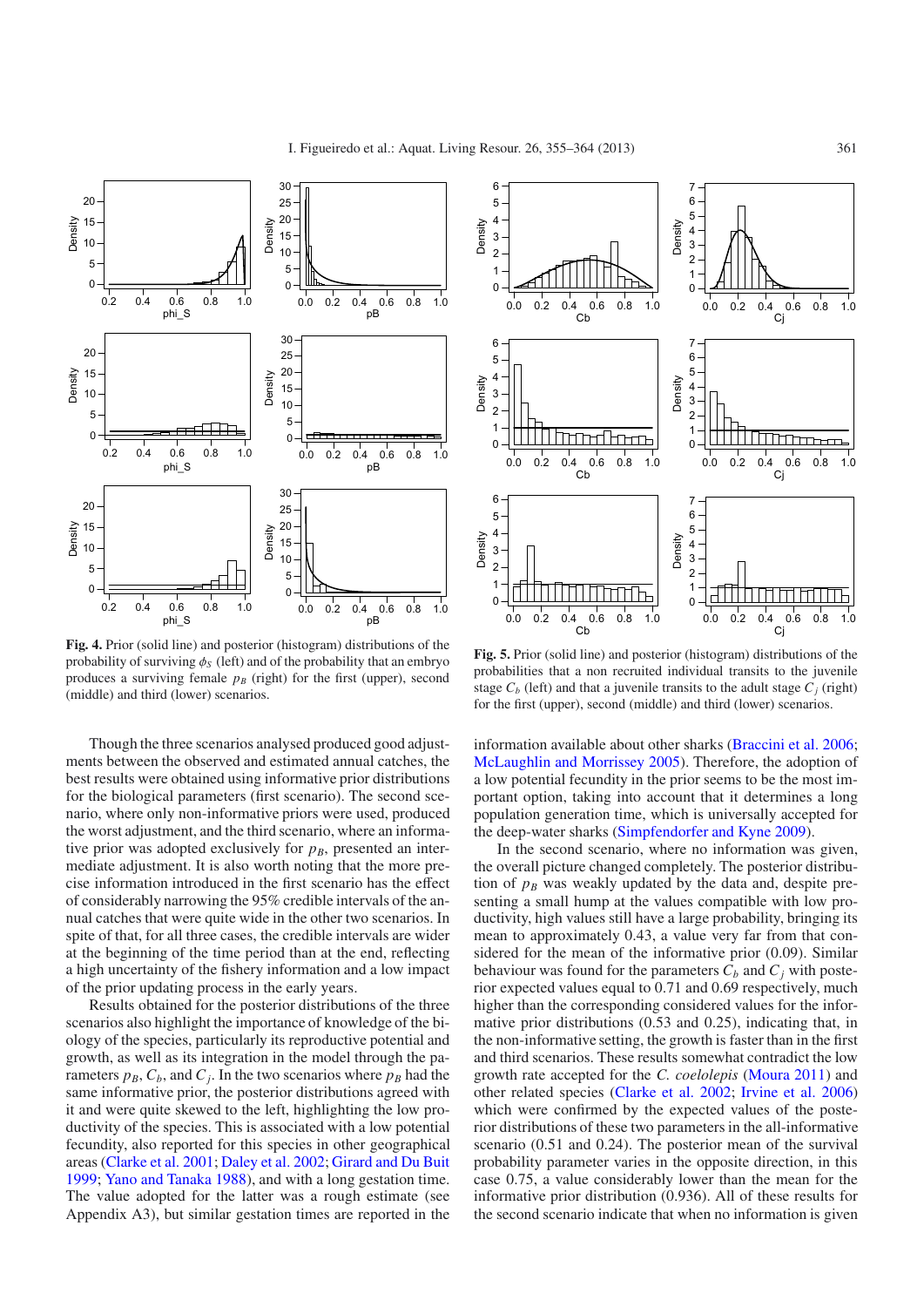**Fig. 4.** Prior (solid line) and posterior (histogram) distributions of the probability of surviving $\phi_S$ (left) and of the probability that an embryo produces a surviving female $p_B$ (right) for the first (upper), second (middle) and third (lower) scenarios.

**Fig. 5.** Prior (solid line) and posterior (histogram) distributions of the probabilities that a non recruited individual transits to the juvenile stage $C_b$ (left) and that a juvenile transits to the adult stage $C_j$ (right) for the first (upper), second (middle) and third (lower) scenarios.

Though the three scenarios analysed produced good adjustments between the observed and estimated annual catches, the best results were obtained using informative prior distributions for the biological parameters (first scenario). The second scenario, where only non-informative priors were used, produced the worst adjustment, and the third scenario, where an informative prior was adopted exclusively for $p_B$, presented an intermediate adjustment. It is also worth noting that the more precise information introduced in the first scenario has the effect of considerably narrowing the 95% credible intervals of the annual catches that were quite wide in the other two scenarios. In spite of that, for all three cases, the credible intervals are wider at the beginning of the time period than at the end, reflecting a high uncertainty of the fishery information and a low impact of the prior updating process in the early years.

Results obtained for the posterior distributions of the three scenarios also highlight the importance of knowledge of the biology of the species, particularly its reproductive potential and growth, as well as its integration in the model through the parameters $p_B$, $C_b$, and $C_j$. In the two scenarios where $p_B$ had the same informative prior, the posterior distributions agreed with it and were quite skewed to the left, highlighting the low productivity of the species. This is associated with a low potential fecundity, also reported for this species in other geographical areas (Clarke et al. 2001; Daley et al. 2002; Girard and Du Buit 1999; Yano and Tanaka 1988), and with a long gestation time. The value adopted for the latter was a rough estimate (see Appendix A3), but similar gestation times are reported in the information available about other sharks (Braccini et al. 2006; McLaughlin and Morrissey 2005). Therefore, the adoption of a low potential fecundity in the prior seems to be the most important option, taking into account that it determines a long population generation time, which is universally accepted for the deep-water sharks (Simpfendorfer and Kyne 2009).

In the second scenario, where no information was given, the overall picture changed completely. The posterior distribution of $p_B$ was weakly updated by the data and, despite presenting a small hump at the values compatible with low productivity, high values still have a large probability, bringing its mean to approximately 0.43, a value very far from that considered for the mean of the informative prior (0.09). Similar behaviour was found for the parameters $C_b$ and $C_j$ with posterior expected values equal to 0.71 and 0.69 respectively, much higher than the corresponding considered values for the informative prior distributions (0.53 and 0.25), indicating that, in the non-informative setting, the growth is faster than in the first and third scenarios. These results somewhat contradict the low growth rate accepted for the *C. coelolepis* (Moura 2011) and other related species (Clarke et al. 2002; Irvine et al. 2006) which were confirmed by the expected values of the posterior distributions of these two parameters in the all-informative scenario (0.51 and 0.24). The posterior mean of the survival probability parameter varies in the opposite direction, in this case 0.75, a value considerably lower than the mean for the informative prior distribution (0.936). All of these results for the second scenario indicate that when no information is given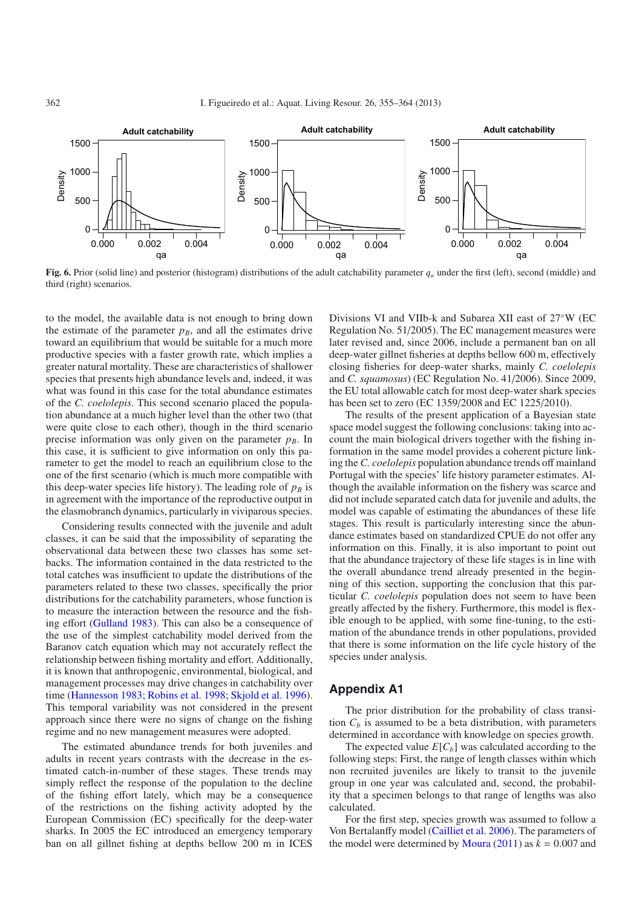Fig. 6. Prior (solid line) and posterior (histogram) distributions of the adult catchability parameter $q_a$ under the first (left), second (middle) and third (right) scenarios.

to the model, the available data is not enough to bring down the estimate of the parameter $p_B$, and all the estimates drive toward an equilibrium that would be suitable for a much more productive species with a faster growth rate, which implies a greater natural mortality. These are characteristics of shallower species that presents high abundance levels and, indeed, it was what was found in this case for the total abundance estimates of the *C. coelolepis*. This second scenario placed the population abundance at a much higher level than the other two (that were quite close to each other), though in the third scenario precise information was only given on the parameter $p_B$. In this case, it is sufficient to give information on only this parameter to get the model to reach an equilibrium close to the one of the first scenario (which is much more compatible with this deep-water species life history). The leading role of $p_B$ is in agreement with the importance of the reproductive output in the elasmobranch dynamics, particularly in viviparous species.

Considering results connected with the juvenile and adult classes, it can be said that the impossibility of separating the observational data between these two classes has some setbacks. The information contained in the data restricted to the total catches was insufficient to update the distributions of the parameters related to these two classes, specifically the prior distributions for the catchability parameters, whose function is to measure the interaction between the resource and the fishing effort (Gulland 1983). This can also be a consequence of the use of the simplest catchability model derived from the Baranov catch equation which may not accurately reflect the relationship between fishing mortality and effort. Additionally, it is known that anthropogenic, environmental, biological, and management processes may drive changes in catchability over time (Hannesson 1983; Robins et al. 1998; Skjold et al. 1996). This temporal variability was not considered in the present approach since there were no signs of change on the fishing regime and no new management measures were adopted.

The estimated abundance trends for both juveniles and adults in recent years contrasts with the decrease in the estimated catch-in-number of these stages. These trends may simply reflect the response of the population to the decline of the fishing effort lately, which may be a consequence of the restrictions on the fishing activity adopted by the European Commission (EC) specifically for the deep-water sharks. In 2005 the EC introduced an emergency temporary ban on all gillnet fishing at depths bellow 200 m in ICES Divisions VI and VIIb-k and Subarea XII east of 27°W (EC Regulation No. 51/2005). The EC management measures were later revised and, since 2006, include a permanent ban on all deep-water gillnet fisheries at depths bellow 600 m, effectively closing fisheries for deep-water sharks, mainly *C. coelolepis* and *C. squamosus*) (EC Regulation No. 41/2006). Since 2009, the EU total allowable catch for most deep-water shark species has been set to zero (EC 1359/2008 and EC 1225/2010).

The results of the present application of a Bayesian state space model suggest the following conclusions: taking into account the main biological drivers together with the fishing information in the same model provides a coherent picture linking the *C. coelolepis* population abundance trends off mainland Portugal with the species' life history parameter estimates. Although the available information on the fishery was scarce and did not include separated catch data for juvenile and adults, the model was capable of estimating the abundances of these life stages. This result is particularly interesting since the abundance estimates based on standardized CPUE do not offer any information on this. Finally, it is also important to point out that the abundance trajectory of these life stages is in line with the overall abundance trend already presented in the beginning of this section, supporting the conclusion that this particular *C. coelolepis* population does not seem to have been greatly affected by the fishery. Furthermore, this model is flexible enough to be applied, with some fine-tuning, to the estimation of the abundance trends in other populations, provided that there is some information on the life cycle history of the species under analysis.

## Appendix A1

The prior distribution for the probability of class transition $C_b$ is assumed to be a beta distribution, with parameters determined in accordance with knowledge on species growth.

The expected value $E[C_b]$ was calculated according to the following steps: First, the range of length classes within which non recruited juveniles are likely to transit to the juvenile group in one year was calculated and, second, the probability that a specimen belongs to that range of lengths was also calculated.

For the first step, species growth was assumed to follow a Von Bertalanffy model (Cailliet et al. 2006). The parameters of the model were determined by Moura (2011) as $k = 0.007$ and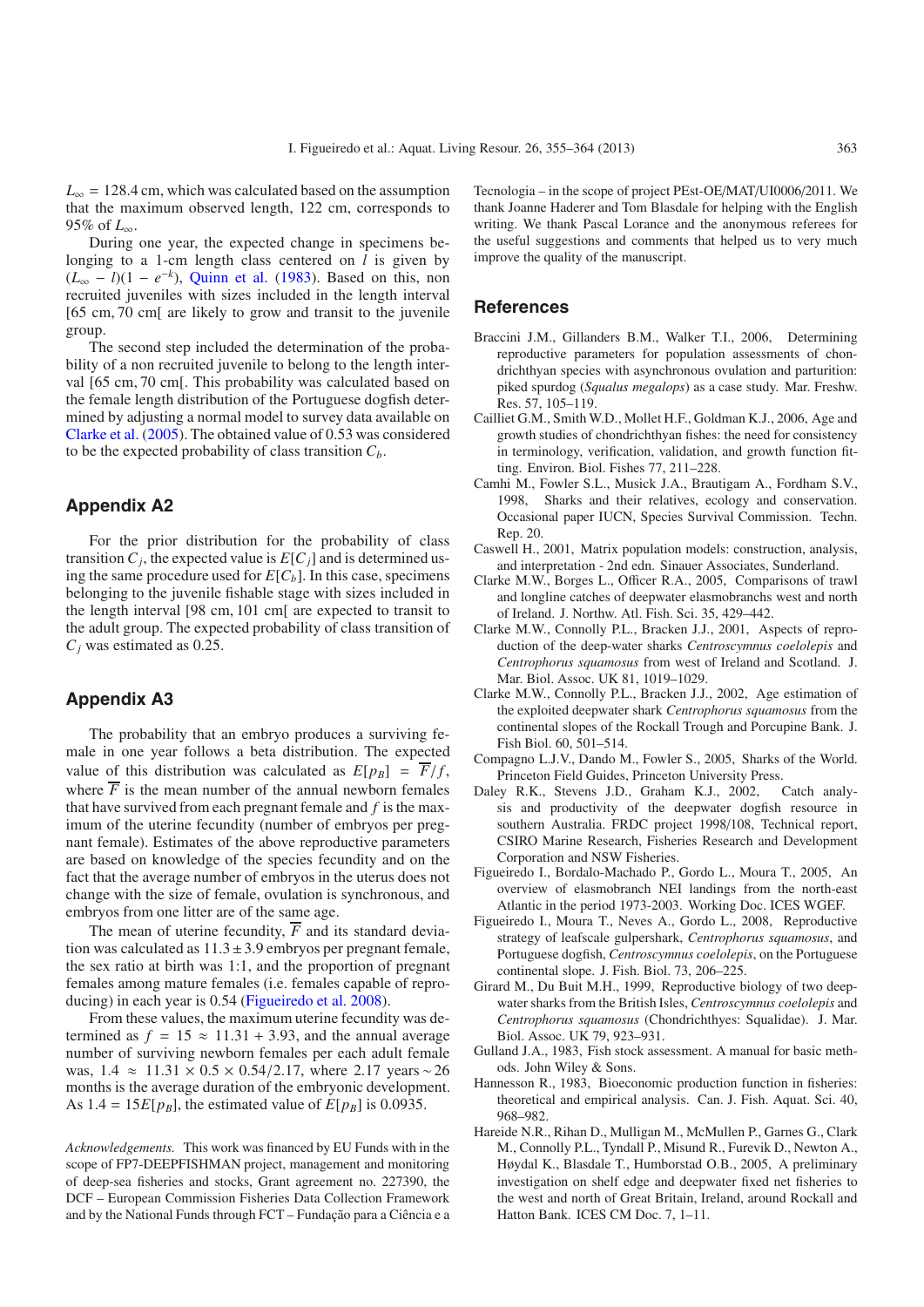$L_\infty = 128.4$ cm, which was calculated based on the assumption that the maximum observed length, 122 cm, corresponds to 95% of $L_\infty$.

During one year, the expected change in specimens belonging to a 1-cm length class centered on $l$ is given by $(L_\infty - l)(1 - e^{-k})$, Quinn et al. (1983). Based on this, non recruited juveniles with sizes included in the length interval [65 cm, 70 cm[ are likely to grow and transit to the juvenile group.

The second step included the determination of the probability of a non recruited juvenile to belong to the length interval [65 cm, 70 cm[. This probability was calculated based on the female length distribution of the Portuguese dogfish determined by adjusting a normal model to survey data available on Clarke et al. (2005). The obtained value of 0.53 was considered to be the expected probability of class transition $C_b$.

## Appendix A2

For the prior distribution for the probability of class transition $C_j$, the expected value is $E[C_j]$ and is determined using the same procedure used for $E[C_b]$. In this case, specimens belonging to the juvenile fishable stage with sizes included in the length interval [98 cm, 101 cm[ are expected to transit to the adult group. The expected probability of class transition of $C_j$ was estimated as 0.25.

## Appendix A3

The probability that an embryo produces a surviving female in one year follows a beta distribution. The expected value of this distribution was calculated as $E[p_B] = \overline{F}/f$, where $\overline{F}$ is the mean number of the annual newborn females that have survived from each pregnant female and $f$ is the maximum of the uterine fecundity (number of embryos per pregnant female). Estimates of the above reproductive parameters are based on knowledge of the species fecundity and on the fact that the average number of embryos in the uterus does not change with the size of female, ovulation is synchronous, and embryos from one litter are of the same age.

The mean of uterine fecundity, $\overline{F}$ and its standard deviation was calculated as $11.3 \pm 3.9$ embryos per pregnant female, the sex ratio at birth was 1:1, and the proportion of pregnant females among mature females (i.e. females capable of reproducing) in each year is 0.54 (Figueiredo et al. 2008).

From these values, the maximum uterine fecundity was determined as $f = 15 \approx 11.31 + 3.93$, and the annual average number of surviving newborn females per each adult female was, $1.4 \approx 11.31 \times 0.5 \times 0.54/2.17$, where 2.17 years ~ 26 months is the average duration of the embryonic development. As $1.4 = 15E[p_B]$, the estimated value of $E[p_B]$ is 0.0935.

*Acknowledgements.* This work was financed by EU Funds with in the scope of FP7-DEEPFISHMAN project, management and monitoring of deep-sea fisheries and stocks, Grant agreement no. 227390, the DCF – European Commission Fisheries Data Collection Framework and by the National Funds through FCT – Fundação para a Ciência e a Tecnologia – in the scope of project PEst-OE/MAT/UI0006/2011. We thank Joanne Haderer and Tom Blasdale for helping with the English writing. We thank Pascal Lorance and the anonymous referees for the useful suggestions and comments that helped us to very much improve the quality of the manuscript.

## References

Braccini J.M., Gillanders B.M., Walker T.I., 2006, Determining reproductive parameters for population assessments of chondrichthyan species with asynchronous ovulation and parturition: piked spurdog (*Squalus megalops*) as a case study. Mar. Freshw. Res. 57, 105–119.

Cailliet G.M., Smith W.D., Mollet H.F., Goldman K.J., 2006, Age and growth studies of chondrichthyan fishes: the need for consistency in terminology, verification, validation, and growth function fitting. Environ. Biol. Fishes 77, 211–228.

Camhi M., Fowler S.L., Musick J.A., Brautigam A., Fordham S.V., 1998, Sharks and their relatives, ecology and conservation. Occasional paper IUCN, Species Survival Commission. Techn. Rep. 20.

Caswell H., 2001, Matrix population models: construction, analysis, and interpretation - 2nd edn. Sinauer Associates, Sunderland.

Clarke M.W., Borges L., Officer R.A., 2005, Comparisons of trawl and longline catches of deepwater elasmobranchs west and north of Ireland. J. Northw. Atl. Fish. Sci. 35, 429–442.

Clarke M.W., Connolly P.L., Bracken J.J., 2001, Aspects of reproduction of the deep-water sharks *Centroscymnus coelolepis* and *Centrophorus squamosus* from west of Ireland and Scotland. J. Mar. Biol. Assoc. UK 81, 1019–1029.

Clarke M.W., Connolly P.L., Bracken J.J., 2002, Age estimation of the exploited deepwater shark *Centrophorus squamosus* from the continental slopes of the Rockall Trough and Porcupine Bank. J. Fish Biol. 60, 501–514.

Compagno L.J.V., Dando M., Fowler S., 2005, Sharks of the World. Princeton Field Guides, Princeton University Press.

Daley R.K., Stevens J.D., Graham K.J., 2002, Catch analysis and productivity of the deepwater dogfish resource in southern Australia. FRDC project 1998/108, Technical report, CSIRO Marine Research, Fisheries Research and Development Corporation and NSW Fisheries.

Figueiredo I., Bordalo-Machado P., Gordo L., Moura T., 2005, An overview of elasmobranch NEI landings from the north-east Atlantic in the period 1973-2003. Working Doc. ICES WGEF.

Figueiredo I., Moura T., Neves A., Gordo L., 2008, Reproductive strategy of leafscale gulpershark, *Centrophorus squamosus*, and Portuguese dogfish, *Centroscymnus coelolepis*, on the Portuguese continental slope. J. Fish. Biol. 73, 206–225.

Girard M., Du Buit M.H., 1999, Reproductive biology of two deep-water sharks from the British Isles, *Centroscymnus coelolepis* and *Centrophorus squamosus* (Chondrichthyes: Squalidae). J. Mar. Biol. Assoc. UK 79, 923–931.

Gulland J.A., 1983, Fish stock assessment. A manual for basic methods. John Wiley & Sons.

Hannesson R., 1983, Bioeconomic production function in fisheries: theoretical and empirical analysis. Can. J. Fish. Aquat. Sci. 40, 968–982.

Hareide N.R., Rihan D., Mulligan M., McMullen P., Garnes G., Clark M., Connolly P.L., Tyndall P., Misund R., Furevik D., Newton A., Høydal K., Blasdale T., Humborstad O.B., 2005, A preliminary investigation on shelf edge and deepwater fixed net fisheries to the west and north of Great Britain, Ireland, around Rockall and Hatton Bank. ICES CM Doc. 7, 1–11.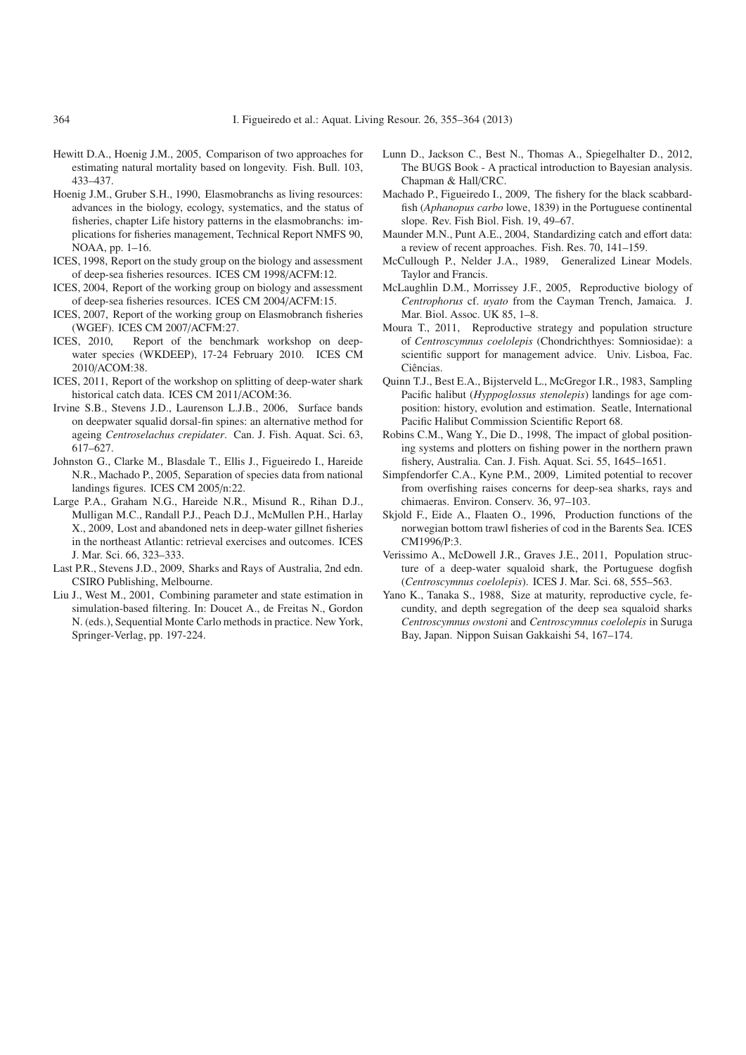Hewitt D.A., Hoenig J.M., 2005, Comparison of two approaches for estimating natural mortality based on longevity. Fish. Bull. 103, 433–437.

Hoenig J.M., Gruber S.H., 1990, Elasmobranchs as living resources: advances in the biology, ecology, systematics, and the status of fisheries, chapter Life history patterns in the elasmobranchs: implications for fisheries management, Technical Report NMFS 90, NOAA, pp. 1–16.

ICES, 1998, Report on the study group on the biology and assessment of deep-sea fisheries resources. ICES CM 1998/ACFM:12.

ICES, 2004, Report of the working group on biology and assessment of deep-sea fisheries resources. ICES CM 2004/ACFM:15.

ICES, 2007, Report of the working group on Elasmobranch fisheries (WGEF). ICES CM 2007/ACFM:27.

ICES, 2010, Report of the benchmark workshop on deep-water species (WKDEEP), 17-24 February 2010. ICES CM 2010/ACOM:38.

ICES, 2011, Report of the workshop on splitting of deep-water shark historical catch data. ICES CM 2011/ACOM:36.

Irvine S.B., Stevens J.D., Laurenson L.J.B., 2006, Surface bands on deepwater squalid dorsal-fin spines: an alternative method for ageing *Centroselachus crepidater*. Can. J. Fish. Aquat. Sci. 63, 617–627.

Johnston G., Clarke M., Blasdale T., Ellis J., Figueiredo I., Hareide N.R., Machado P., 2005, Separation of species data from national landings figures. ICES CM 2005/n:22.

Large P.A., Graham N.G., Hareide N.R., Misund R., Rihan D.J., Mulligan M.C., Randall P.J., Peach D.J., McMullen P.H., Harlay X., 2009, Lost and abandoned nets in deep-water gillnet fisheries in the northeast Atlantic: retrieval exercises and outcomes. ICES J. Mar. Sci. 66, 323–333.

Last P.R., Stevens J.D., 2009, Sharks and Rays of Australia, 2nd edn. CSIRO Publishing, Melbourne.

Liu J., West M., 2001, Combining parameter and state estimation in simulation-based filtering. In: Doucet A., de Freitas N., Gordon N. (eds.), Sequential Monte Carlo methods in practice. New York, Springer-Verlag, pp. 197-224.

Lunn D., Jackson C., Best N., Thomas A., Spiegelhalter D., 2012, The BUGS Book - A practical introduction to Bayesian analysis. Chapman & Hall/CRC.

Machado P., Figueiredo I., 2009, The fishery for the black scabbardfish (*Aphanopus carbo* lowe, 1839) in the Portuguese continental slope. Rev. Fish Biol. Fish. 19, 49–67.

Maunder M.N., Punt A.E., 2004, Standardizing catch and effort data: a review of recent approaches. Fish. Res. 70, 141–159.

McCullough P., Nelder J.A., 1989, Generalized Linear Models. Taylor and Francis.

McLaughlin D.M., Morrissey J.F., 2005, Reproductive biology of *Centrophorus* cf. *uyato* from the Cayman Trench, Jamaica. J. Mar. Biol. Assoc. UK 85, 1–8.

Moura T., 2011, Reproductive strategy and population structure of *Centroscymnus coelolepis* (Chondrichthyes: Somniosidae): a scientific support for management advice. Univ. Lisboa, Fac. Ciências.

Quinn T.J., Best E.A., Bijsterveld L., McGregor I.R., 1983, Sampling Pacific halibut (*Hyppoglossus stenolepis*) landings for age composition: history, evolution and estimation. Seatle, International Pacific Halibut Commission Scientific Report 68.

Robins C.M., Wang Y., Die D., 1998, The impact of global positioning systems and plotters on fishing power in the northern prawn fishery, Australia. Can. J. Fish. Aquat. Sci. 55, 1645–1651.

Simpfendorfer C.A., Kyne P.M., 2009, Limited potential to recover from overfishing raises concerns for deep-sea sharks, rays and chimaeras. Environ. Conserv. 36, 97–103.

Skjold F., Eide A., Flaaten O., 1996, Production functions of the norwegian bottom trawl fisheries of cod in the Barents Sea. ICES CM1996/P:3.

Verissimo A., McDowell J.R., Graves J.E., 2011, Population structure of a deep-water squaloid shark, the Portuguese dogfish (*Centroscymnus coelolepis*). ICES J. Mar. Sci. 68, 555–563.

Yano K., Tanaka S., 1988, Size at maturity, reproductive cycle, fecundity, and depth segregation of the deep sea squaloid sharks *Centroscymnus owstoni* and *Centroscymnus coelolepis* in Suruga Bay, Japan. Nippon Suisan Gakkaishi 54, 167–174.